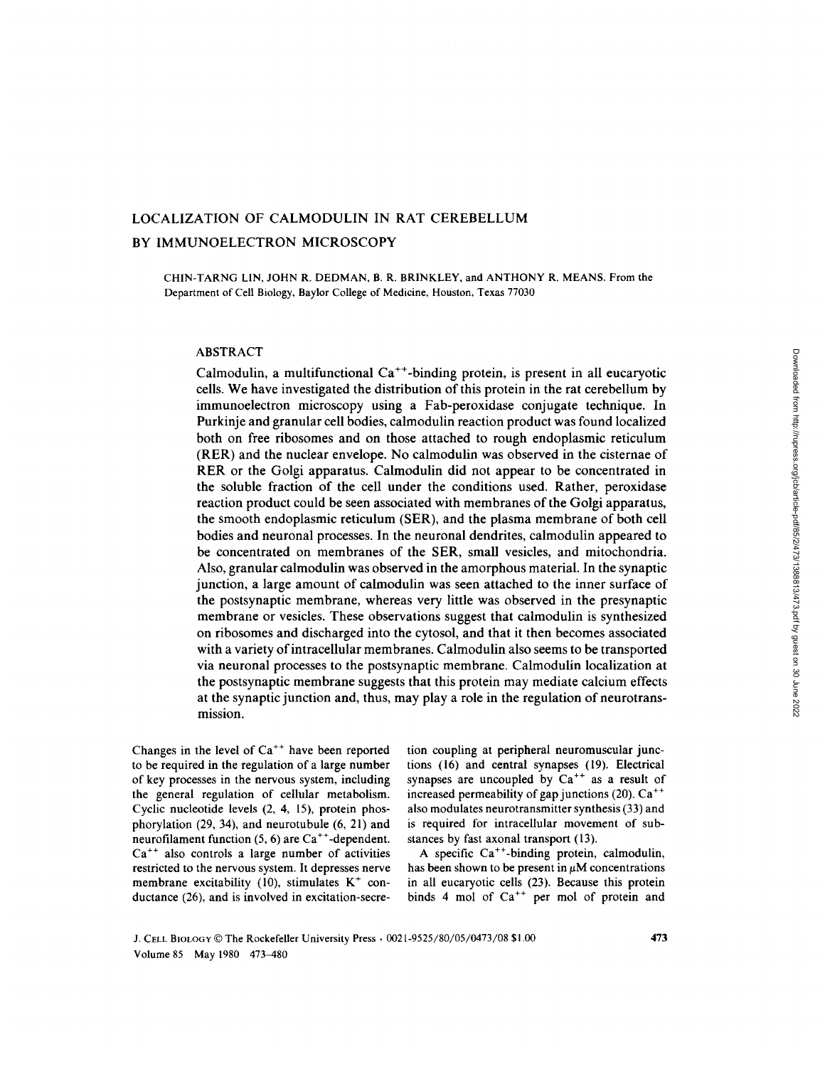# LOCALIZATION OF CALMODULIN IN RAT CEREBELLUM BY IMMUNOELECTRON MICROSCOPY

CHIN-TARNG LIN, JOHN R. DEDMAN, B. R. BRINKLEY, and ANTHONY R. MEANS. From the Department of Cell Biology, Baylor College of Medicine, Houston, Texas 77030

## ABSTRACT

Calmodulin, a multifunctional $Ca^{++}$-binding protein, is present in all eucaryotic cells. We have investigated the distribution of this protein in the rat cerebellum by immunoelectron microscopy using a Fab-peroxidase conjugate technique. In Purkinje and granular cell bodies, calmodulin reaction product was found localized both on free ribosomes and on those attached to rough endoplasmic reticulum (RER) and the nuclear envelope. No calmodulin was observed in the cisternae of RER or the Golgi apparatus. Calmodulin did not appear to be concentrated in the soluble fraction of the cell under the conditions used. Rather, peroxidase reaction product could be seen associated with membranes of the Golgi apparatus, the smooth endoplasmic reticulum (SER), and the plasma membrane of both cell bodies and neuronal processes. In the neuronal dendrites, calmodulin appeared to be concentrated on membranes of the SER, small vesicles, and mitochondria. Also, granular calmodulin was observed in the amorphous material. In the synaptic junction, a large amount of calmodulin was seen attached to the inner surface of the postsynaptic membrane, whereas very little was observed in the presynaptic membrane or vesicles. These observations suggest that calmodulin is synthesized on ribosomes and discharged into the cytosol, and that it then becomes associated with a variety of intracellular membranes. Calmodulin also seems to be transported via neuronal processes to the postsynaptic membrane. Calmodulin localization at the postsynaptic membrane suggests that this protein may mediate calcium effects at the synaptic junction and, thus, may play a role in the regulation of neurotransmission.

Changes in the level of $Ca^{++}$ have been reported to be required in the regulation of a large number of key processes in the nervous system, including the general regulation of cellular metabolism. Cyclic nucleotide levels (2, 4, 15), protein phosphorylation (29, 34), and neurotubule (6, 21) and neurofilament function (5, 6) are $Ca^{++}$-dependent. $Ca^{++}$ also controls a large number of activities restricted to the nervous system. It depresses nerve membrane excitability (10), stimulates $K^+$ conductance (26), and is involved in excitation-secretion coupling at peripheral neuromuscular junctions (16) and central synapses (19). Electrical synapses are uncoupled by $Ca^{++}$ as a result of increased permeability of gap junctions (20). $Ca^{++}$ also modulates neurotransmitter synthesis (33) and is required for intracellular movement of substances by fast axonal transport (13).

A specific $Ca^{++}$-binding protein, calmodulin, has been shown to be present in $\mu$M concentrations in all eucaryotic cells (23). Because this protein binds 4 mol of $Ca^{++}$ per mol of protein and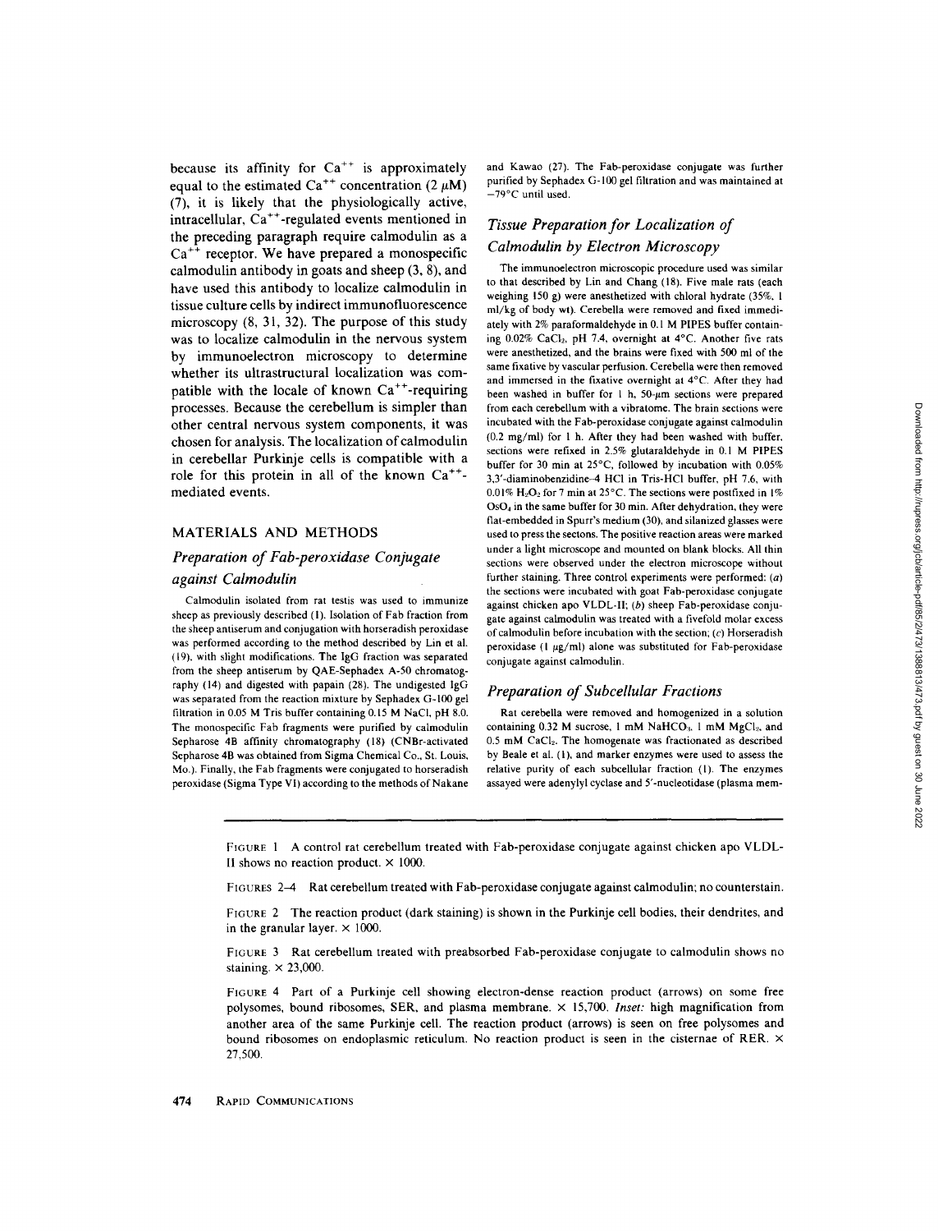because its affinity for $Ca^{++}$ is approximately equal to the estimated $Ca^{++}$ concentration (2 μM) (7), it is likely that the physiologically active, intracellular, $Ca^{++}$-regulated events mentioned in the preceding paragraph require calmodulin as a $Ca^{++}$ receptor. We have prepared a monospecific calmodulin antibody in goats and sheep (3, 8), and have used this antibody to localize calmodulin in tissue culture cells by indirect immunofluorescence microscopy (8, 31, 32). The purpose of this study was to localize calmodulin in the nervous system by immunoelectron microscopy to determine whether its ultrastructural localization was compatible with the locale of known $Ca^{++}$-requiring processes. Because the cerebellum is simpler than other central nervous system components, it was chosen for analysis. The localization of calmodulin in cerebellar Purkinje cells is compatible with a role for this protein in all of the known $Ca^{++}$-mediated events.

## MATERIALS AND METHODS

### *Preparation of Fab-peroxidase Conjugate against Calmodulin*

Calmodulin isolated from rat testis was used to immunize sheep as previously described (1). Isolation of Fab fraction from the sheep antiserum and conjugation with horseradish peroxidase was performed according to the method described by Lin et al. (19), with slight modifications. The IgG fraction was separated from the sheep antiserum by QAE-Sephadex A-50 chromatography (14) and digested with papain (28). The undigested IgG was separated from the reaction mixture by Sephadex G-100 gel filtration in 0.05 M Tris buffer containing 0.15 M NaCl, pH 8.0. The monospecific Fab fragments were purified by calmodulin Sepharose 4B affinity chromatography (18) (CNBr-activated Sepharose 4B was obtained from Sigma Chemical Co., St. Louis, Mo.). Finally, the Fab fragments were conjugated to horseradish peroxidase (Sigma Type VI) according to the methods of Nakane and Kawao (27). The Fab-peroxidase conjugate was further purified by Sephadex G-100 gel filtration and was maintained at −79°C until used.

### *Tissue Preparation for Localization of Calmodulin by Electron Microscopy*

The immunoelectron microscopic procedure used was similar to that described by Lin and Chang (18). Five male rats (each weighing 150 g) were anesthetized with chloral hydrate (35%, 1 ml/kg of body wt). Cerebella were removed and fixed immediately with 2% paraformaldehyde in 0.1 M PIPES buffer containing 0.02% $CaCl_2$, pH 7.4, overnight at 4°C. Another five rats were anesthetized, and the brains were fixed with 500 ml of the same fixative by vascular perfusion. Cerebella were then removed and immersed in the fixative overnight at 4°C. After they had been washed in buffer for 1 h, 50-μm sections were prepared from each cerebellum with a vibratome. The brain sections were incubated with the Fab-peroxidase conjugate against calmodulin (0.2 mg/ml) for 1 h. After they had been washed with buffer, sections were refixed in 2.5% glutaraldehyde in 0.1 M PIPES buffer for 30 min at 25°C, followed by incubation with 0.05% 3,3′-diaminobenzidine–4 HCl in Tris-HCl buffer, pH 7.6, with 0.01% $H_2O_2$ for 7 min at 25°C. The sections were postfixed in 1% $OsO_4$ in the same buffer for 30 min. After dehydration, they were flat-embedded in Spurr's medium (30), and silanized glasses were used to press the sectons. The positive reaction areas were marked under a light microscope and mounted on blank blocks. All thin sections were observed under the electron microscope without further staining. Three control experiments were performed: (*a*) the sections were incubated with goat Fab-peroxidase conjugate against chicken apo VLDL-II; (*b*) sheep Fab-peroxidase conjugate against calmodulin was treated with a fivefold molar excess of calmodulin before incubation with the section; (*c*) Horseradish peroxidase (1 μg/ml) alone was substituted for Fab-peroxidase conjugate against calmodulin.

### *Preparation of Subcellular Fractions*

Rat cerebella were removed and homogenized in a solution containing 0.32 M sucrose, 1 mM $NaHCO_3$, 1 mM $MgCl_2$, and 0.5 mM $CaCl_2$. The homogenate was fractionated as described by Beale et al. (1), and marker enzymes were used to assess the relative purity of each subcellular fraction (1). The enzymes assayed were adenylyl cyclase and 5′-nucleotidase (plasma mem-

FIGURE 1 A control rat cerebellum treated with Fab-peroxidase conjugate against chicken apo VLDL-II shows no reaction product. × 1000.

FIGURES 2–4 Rat cerebellum treated with Fab-peroxidase conjugate against calmodulin; no counterstain.

FIGURE 2 The reaction product (dark staining) is shown in the Purkinje cell bodies, their dendrites, and in the granular layer. × 1000.

FIGURE 3 Rat cerebellum treated with preabsorbed Fab-peroxidase conjugate to calmodulin shows no staining. × 23,000.

FIGURE 4 Part of a Purkinje cell showing electron-dense reaction product (arrows) on some free polysomes, bound ribosomes, SER, and plasma membrane. × 15,700. *Inset:* high magnification from another area of the same Purkinje cell. The reaction product (arrows) is seen on free polysomes and bound ribosomes on endoplasmic reticulum. No reaction product is seen in the cisternae of RER. × 27,500.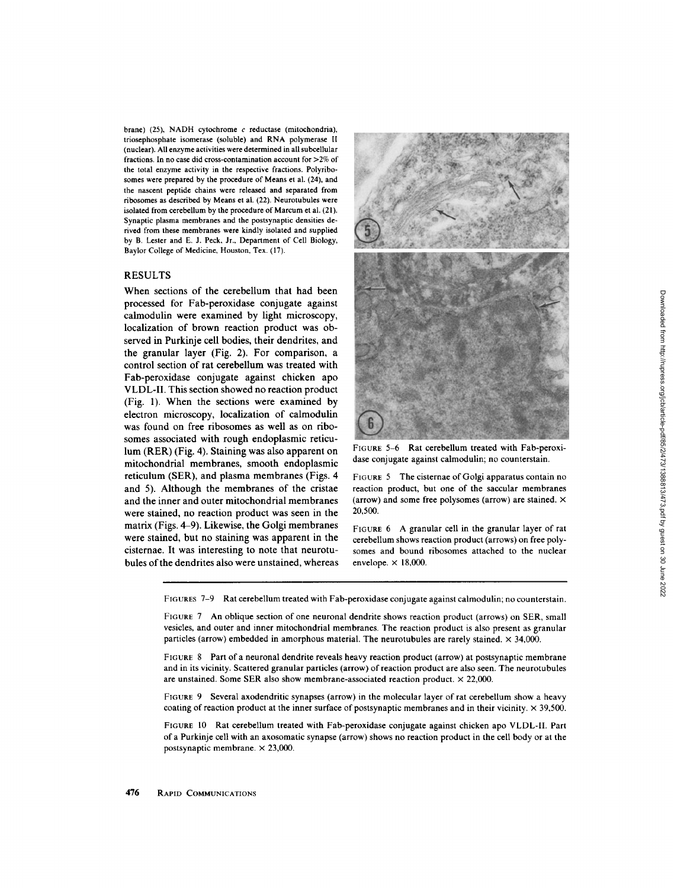brane) (25), NADH cytochrome *c* reductase (mitochondria), triosephosphate isomerase (soluble) and RNA polymerase II (nuclear). All enzyme activities were determined in all subcellular fractions. In no case did cross-contamination account for >2% of the total enzyme activity in the respective fractions. Polyribosomes were prepared by the procedure of Means et al. (24), and the nascent peptide chains were released and separated from ribosomes as described by Means et al. (22). Neurotubules were isolated from cerebellum by the procedure of Marcum et al. (21). Synaptic plasma membranes and the postsynaptic densities derived from these membranes were kindly isolated and supplied by B. Lester and E. J. Peck, Jr., Department of Cell Biology, Baylor College of Medicine, Houston, Tex. (17).

## RESULTS

When sections of the cerebellum that had been processed for Fab-peroxidase conjugate against calmodulin were examined by light microscopy, localization of brown reaction product was observed in Purkinje cell bodies, their dendrites, and the granular layer (Fig. 2). For comparison, a control section of rat cerebellum was treated with Fab-peroxidase conjugate against chicken apo VLDL-II. This section showed no reaction product (Fig. 1). When the sections were examined by electron microscopy, localization of calmodulin was found on free ribosomes as well as on ribosomes associated with rough endoplasmic reticulum (RER) (Fig. 4). Staining was also apparent on mitochondrial membranes, smooth endoplasmic reticulum (SER), and plasma membranes (Figs. 4 and 5). Although the membranes of the cristae and the inner and outer mitochondrial membranes were stained, no reaction product was seen in the matrix (Figs. 4–9). Likewise, the Golgi membranes were stained, but no staining was apparent in the cisternae. It was interesting to note that neurotubules of the dendrites also were unstained, whereas

FIGURE 5–6 Rat cerebellum treated with Fab-peroxidase conjugate against calmodulin; no counterstain.

FIGURE 5 The cisternae of Golgi apparatus contain no reaction product, but one of the saccular membranes (arrow) and some free polysomes (arrow) are stained. × 20,500.

FIGURE 6 A granular cell in the granular layer of rat cerebellum shows reaction product (arrows) on free polysomes and bound ribosomes attached to the nuclear envelope. × 18,000.

FIGURES 7–9 Rat cerebellum treated with Fab-peroxidase conjugate against calmodulin; no counterstain.

FIGURE 7 An oblique section of one neuronal dendrite shows reaction product (arrows) on SER, small vesicles, and outer and inner mitochondrial membranes. The reaction product is also present as granular particles (arrow) embedded in amorphous material. The neurotubules are rarely stained. × 34,000.

FIGURE 8 Part of a neuronal dendrite reveals heavy reaction product (arrow) at postsynaptic membrane and in its vicinity. Scattered granular particles (arrow) of reaction product are also seen. The neurotubules are unstained. Some SER also show membrane-associated reaction product. × 22,000.

FIGURE 9 Several axodendritic synapses (arrow) in the molecular layer of rat cerebellum show a heavy coating of reaction product at the inner surface of postsynaptic membranes and in their vicinity. × 39,500.

FIGURE 10 Rat cerebellum treated with Fab-peroxidase conjugate against chicken apo VLDL-II. Part of a Purkinje cell with an axosomatic synapse (arrow) shows no reaction product in the cell body or at the postsynaptic membrane. × 23,000.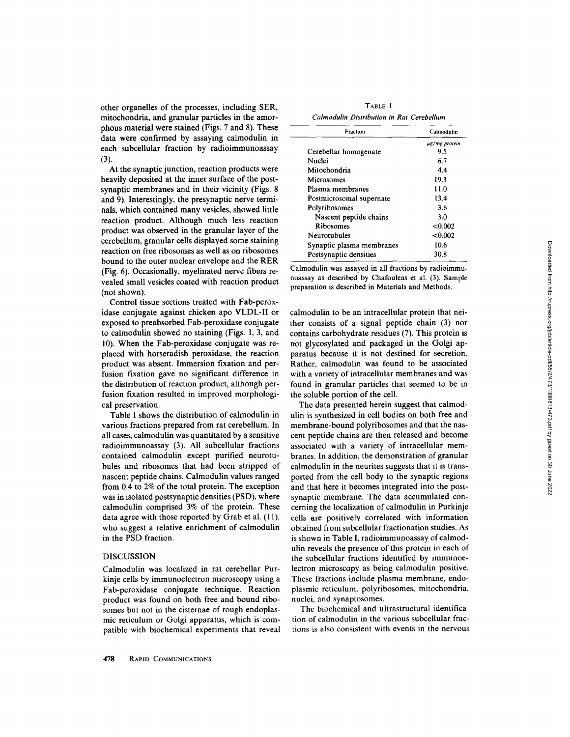other organelles of the processes, including SER, mitochondria, and granular particles in the amorphous material were stained (Figs. 7 and 8). These data were confirmed by assaying calmodulin in each subcellular fraction by radioimmunoassay (3).

At the synaptic junction, reaction products were heavily deposited at the inner surface of the postsynaptic membranes and in their vicinity (Figs. 8 and 9). Interestingly, the presynaptic nerve terminals, which contained many vesicles, showed little reaction product. Although much less reaction product was observed in the granular layer of the cerebellum, granular cells displayed some staining reaction on free ribosomes as well as on ribosomes bound to the outer nuclear envelope and the RER (Fig. 6). Occasionally, myelinated nerve fibers revealed small vesicles coated with reaction product (not shown).

Control tissue sections treated with Fab-peroxidase conjugate against chicken apo VLDL-II or exposed to preabsorbed Fab-peroxidase conjugate to calmodulin showed no staining (Figs. 1, 3, and 10). When the Fab-peroxidase conjugate was replaced with horseradish peroxidase, the reaction product was absent. Immersion fixation and perfusion fixation gave no significant difference in the distribution of reaction product, although perfusion fixation resulted in improved morphological preservation.

Table I shows the distribution of calmodulin in various fractions prepared from rat cerebellum. In all cases, calmodulin was quantitated by a sensitive radioimmunoassay (3). All subcellular fractions contained calmodulin except purified neurotubules and ribosomes that had been stripped of nascent peptide chains. Calmodulin values ranged from 0.4 to 2% of the total protein. The exception was in isolated postsynaptic densities (PSD), where calmodulin comprised 3% of the protein. These data agree with those reported by Grab et al. (11), who suggest a relative enrichment of calmodulin in the PSD fraction.

TABLE I

*Calmodulin Distribution in Rat Cerebellum*

| Fraction | Calmodulin |
|---|---|
| | *μg/mg protein* |
| Cerebellar homogenate | 9.5 |
| Nuclei | 6.7 |
| Mitochondria | 4.4 |
| Microsomes | 19.3 |
| Plasma membranes | 11.0 |
| Postmicrosomal supernate | 13.4 |
| Polyribosomes | 3.6 |
| Nascent peptide chains | 3.0 |
| Ribosomes | <0.002 |
| Neurotubules | <0.002 |
| Synaptic plasma membranes | 10.6 |
| Postsynaptic densities | 30.8 |

Calmodulin was assayed in all fractions by radioimmunoassay as described by Chafouleas et al. (3). Sample preparation is described in Materials and Methods.

## DISCUSSION

Calmodulin was localized in rat cerebellar Purkinje cells by immunoelectron microscopy using a Fab-peroxidase conjugate technique. Reaction product was found on both free and bound ribosomes but not in the cisternae of rough endoplasmic reticulum or Golgi apparatus, which is compatible with biochemical experiments that reveal calmodulin to be an intracellular protein that neither consists of a signal peptide chain (3) nor contains carbohydrate residues (7). This protein is not glycosylated and packaged in the Golgi apparatus because it is not destined for secretion. Rather, calmodulin was found to be associated with a variety of intracellular membranes and was found in granular particles that seemed to be in the soluble portion of the cell.

The data presented herein suggest that calmodulin is synthesized in cell bodies on both free and membrane-bound polyribosomes and that the nascent peptide chains are then released and become associated with a variety of intracellular membranes. In addition, the demonstration of granular calmodulin in the neurites suggests that it is transported from the cell body to the synaptic regions and that here it becomes integrated into the postsynaptic membrane. The data accumulated concerning the localization of calmodulin in Purkinje cells are positively correlated with information obtained from subcellular fractionation studies. As is shown in Table I, radioimmunoassay of calmodulin reveals the presence of this protein in each of the subcellular fractions identified by immunoelectron microscopy as being calmodulin positive. These fractions include plasma membrane, endoplasmic reticulum, polyribosomes, mitochondria, nuclei, and synaptosomes.

The biochemical and ultrastructural identification of calmodulin in the various subcellular fractions is also consistent with events in the nervous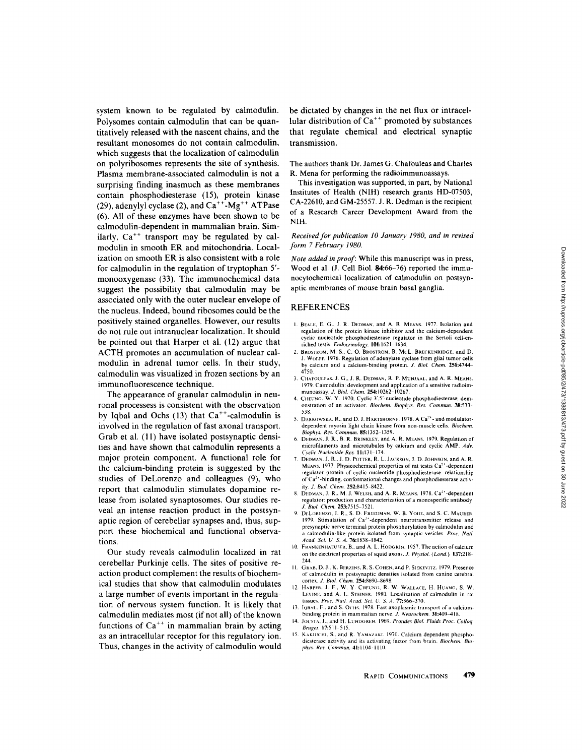system known to be regulated by calmodulin. Polysomes contain calmodulin that can be quantitatively released with the nascent chains, and the resultant monosomes do not contain calmodulin, which suggests that the localization of calmodulin on polyribosomes represents the site of synthesis. Plasma membrane-associated calmodulin is not a surprising finding inasmuch as these membranes contain phosphodiesterase (15), protein kinase (29), adenylyl cyclase (2), and $Ca^{++}$-$Mg^{++}$ ATPase (6). All of these enzymes have been shown to be calmodulin-dependent in mammalian brain. Similarly, $Ca^{++}$ transport may be regulated by calmodulin in smooth ER and mitochondria. Localization on smooth ER is also consistent with a role for calmodulin in the regulation of tryptophan 5'-monooxygenase (33). The immunochemical data suggest the possibility that calmodulin may be associated only with the outer nuclear envelope of the nucleus. Indeed, bound ribosomes could be the positively stained organelles. However, our results do not rule out intranuclear localization. It should be pointed out that Harper et al. (12) argue that ACTH promotes an accumulation of nuclear calmodulin in adrenal tumor cells. In their study, calmodulin was visualized in frozen sections by an immunofluorescence technique.

The appearance of granular calmodulin in neuronal processess is consistent with the observation by Iqbal and Ochs (13) that $Ca^{++}$-calmodulin is involved in the regulation of fast axonal transport. Grab et al. (11) have isolated postsynaptic densities and have shown that calmodulin represents a major protein component. A functional role for the calcium-binding protein is suggested by the studies of DeLorenzo and colleagues (9), who report that calmodulin stimulates dopamine release from isolated synaptosomes. Our studies reveal an intense reaction product in the postsynaptic region of cerebellar synapses and, thus, support these biochemical and functional observations.

Our study reveals calmodulin localized in rat cerebellar Purkinje cells. The sites of positive reaction product complement the results of biochemical studies that show that calmodulin modulates a large number of events important in the regulation of nervous system function. It is likely that calmodulin mediates most (if not all) of the known functions of $Ca^{++}$ in mammalian brain by acting as an intracellular receptor for this regulatory ion. Thus, changes in the activity of calmodulin would be dictated by changes in the net flux or intracellular distribution of $Ca^{++}$ promoted by substances that regulate chemical and electrical synaptic transmission.

The authors thank Dr. James G. Chafouleas and Charles R. Mena for performing the radioimmunoassays.

This investigation was supported, in part, by National Institutes of Health (NIH) research grants HD-07503, CA-22610, and GM-25557. J. R. Dedman is the recipient of a Research Career Development Award from the NIH.

*Received for publication 10 January 1980, and in revised form 7 February 1980.*

*Note added in proof*: While this manuscript was in press, Wood et al. (J. Cell Biol. **84**:66–76) reported the immunocytochemical localization of calmodulin on postsynaptic membranes of mouse brain basal ganglia.

## REFERENCES

1. Beale, E. G., J. R. Dedman, and A. R. Means. 1977. Isolation and regulation of the protein kinase inhibitor and the calcium-dependent cyclic nucleotide phosphodiesterase regulator in the Sertoli cell-enriched testis. *Endocrinology.* **101**:1621–1634.
2. Brostrom, M. S., C. O. Brostrom, B. McL. Breckenridge, and D. J. Wolff. 1976. Regulation of adenylate cyclase from glial tumor cells by calcium and a calcium-binding protein. *J. Biol. Chem.* **251**:4744–4750.
3. Chafouleas, J. G., J. R. Dedman, R. P. Munjaal, and A. R. Means. 1979. Calmodulin: development and application of a sensitive radioimmunoassay. *J. Biol. Chem.* **254**:10262–10267.
4. Cheung, W. Y. 1970. Cyclic 3',5'-nucleotide phosphodiesterase: demonstration of an activator. *Biochem. Biophys. Res. Commun.* **38**:533–538.
5. Dabrowska, R., and D. J. Hartshorne. 1978. A $Ca^{2+}$- and modulator-dependent myosin light chain kinase from non-muscle cells. *Biochem. Biophys. Res. Commun.* **85**:1352–1359.
6. Dedman, J. R., B. R. Brinkley, and A. R. Means. 1979. Regulation of microfilaments and microtubules by calcium and cyclic AMP. *Adv. Cyclic Nucleotide Res.* **11**:131–174.
7. Dedman, J. R., J. D. Potter, R. L. Jackson, J. D. Johnson, and A. R. Means. 1977. Physicochemical properties of rat testis $Ca^{2+}$-dependent regulator protein of cyclic nucleotide phosphodiesterase: relationship of $Ca^{2+}$-binding, conformational changes and phosphodiesterase activity. *J. Biol. Chem.* **252**:8415–8422.
8. Dedman, J. R., M. J. Welsh, and A. R. Means. 1978. $Ca^{2+}$-dependent regulator: production and characterization of a monospecific antibody. *J. Biol. Chem.* **253**:7515–7521.
9. DeLorenzo, J. R., S. D. Freedman, W. B. Yohe, and S. C. Maurer. 1979. Stimulation of $Ca^{2+}$-dependent neurotransmitter release and presynaptic nerve terminal protein phosphorylation by calmodulin and a calmodulin-like protein isolated from synaptic vesicles. *Proc. Natl. Acad. Sci. U. S. A.* **76**:1838–1842.
10. Frankenhaeuser, B., and A. L. Hodgkin. 1957. The action of calcium on the electrical properties of squid axons. *J. Physiol. (Lond.)* **137**:218–244.
11. Grab, D. J., K. Berzins, R. S. Cohen, and P. Siekevitz. 1979. Presence of calmodulin in postsynaptic densities isolated from canine cerebral cortex. *J. Biol. Chem.* **254**:8690–8698.
12. Harper, J. F., W. Y. Cheung, R. W. Wallace, H. Huang, S. W. Levine, and A. L. Steiner. 1980. Localization of calmodulin in rat tissues. *Proc. Natl. Acad. Sci. U. S. A.* **77**:366–370.
13. Iqbal, F., and S. Ochs. 1978. Fast axoplasmic transport of a calcium-binding protein in mammalian nerve. *J. Neurochem.* **31**:409–418.
14. Jousta, J., and H. Lundgren. 1969. *Protides Biol. Fluids Proc. Colloq. Bruges.* **17**:511–515.
15. Kakiuchi, S., and R. Yamazaki. 1970. Calcium dependent phosphodiesterase activity and its activating factor from brain. *Biochem. Biophys. Res. Commun.* **41**:1104–1110.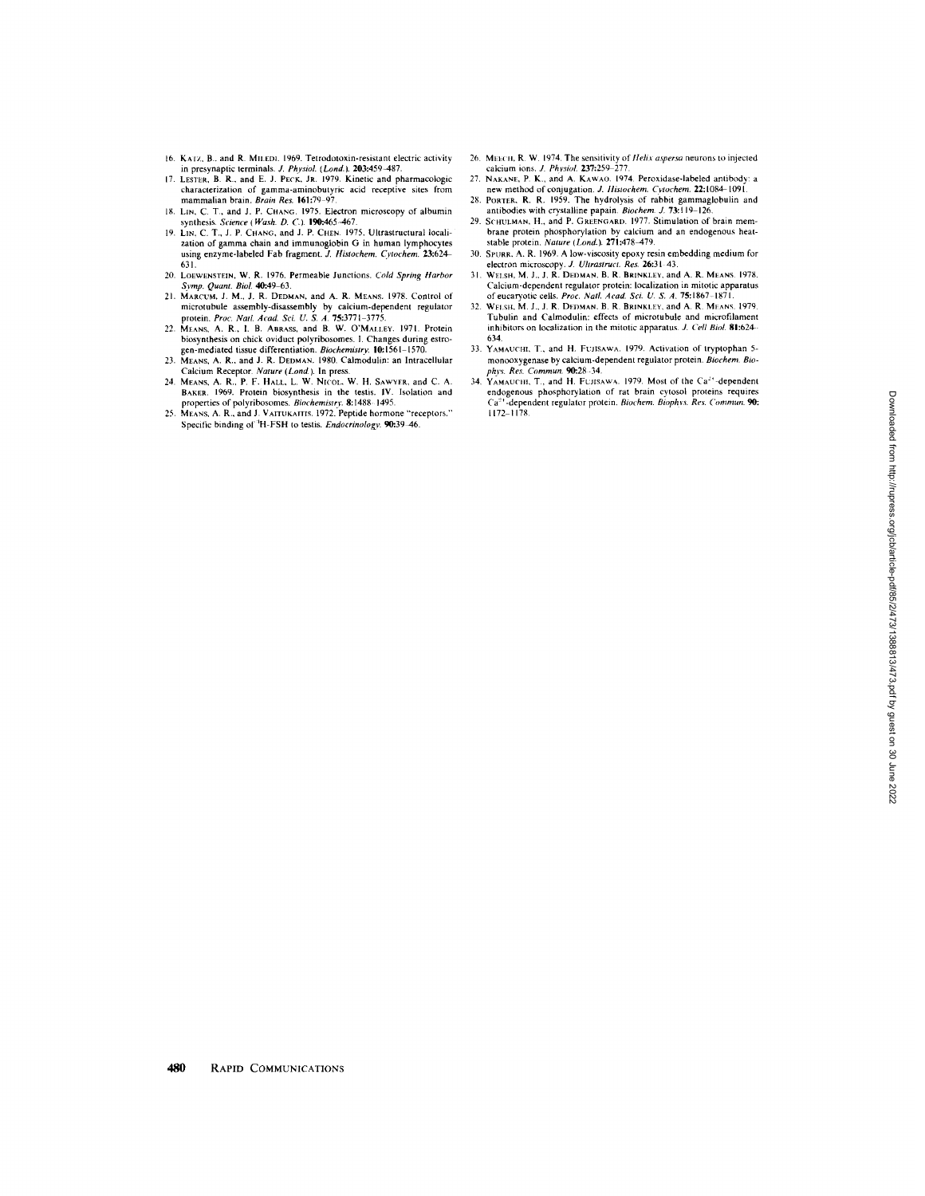16. Katz, B., and R. Miledi. 1969. Tetrodotoxin-resistant electric activity in presynaptic terminals. *J. Physiol. (Lond.).* **203**:459–487.
17. Lester, B. R., and E. J. Peck, Jr. 1979. Kinetic and pharmacologic characterization of gamma-aminobutyric acid receptive sites from mammalian brain. *Brain Res.* **161**:79–97.
18. Lin, C. T., and J. P. Chang. 1975. Electron microscopy of albumin synthesis. *Science (Wash. D. C.).* **190**:465–467.
19. Lin, C. T., J. P. Chang, and J. P. Chen. 1975. Ultrastructural localization of gamma chain and immunoglobin G in human lymphocytes using enzyme-labeled Fab fragment. *J. Histochem. Cytochem.* **23**:624–631.
20. Loewenstein, W. R. 1976. Permeable Junctions. *Cold Spring Harbor Symp. Quant. Biol.* **40**:49–63.
21. Marcum, J. M., J. R. Dedman, and A. R. Means. 1978. Control of microtubule assembly-disassembly by calcium-dependent regulator protein. *Proc. Natl. Acad. Sci. U. S. A.* **75**:3771–3775.
22. Means, A. R., I. B. Abrass, and B. W. O'Malley. 1971. Protein biosynthesis on chick oviduct polyribosomes. I. Changes during estrogen-mediated tissue differentiation. *Biochemistry.* **10**:1561–1570.
23. Means, A. R., and J. R. Dedman. 1980. Calmodulin: an Intracellular Calcium Receptor. *Nature (Lond.).* In press.
24. Means, A. R., P. F. Hall, L. W. Nicol, W. H. Sawyer, and C. A. Baker. 1969. Protein biosynthesis in the testis. IV. Isolation and properties of polyribosomes. *Biochemistry.* **8**:1488–1495.
25. Means, A. R., and J. Vaitukaitis. 1972. Peptide hormone "receptors." Specific binding of $^{3}$H-FSH to testis. *Endocrinology.* **90**:39–46.
26. Meech, R. W. 1974. The sensitivity of *Helix aspersa* neurons to injected calcium ions. *J. Physiol.* **237**:259–277.
27. Nakane, P. K., and A. Kawao. 1974. Peroxidase-labeled antibody: a new method of conjugation. *J. Histochem. Cytochem.* **22**:1084–1091.
28. Porter, R. R. 1959. The hydrolysis of rabbit gammaglobulin and antibodies with crystalline papain. *Biochem. J.* **73**:119–126.
29. Schulman, H., and P. Greengard. 1977. Stimulation of brain membrane protein phosphorylation by calcium and an endogenous heat-stable protein. *Nature (Lond.).* **271**:478–479.
30. Spurr, A. R. 1969. A low-viscosity epoxy resin embedding medium for electron microscopy. *J. Ultrastruct. Res.* **26**:31–43.
31. Welsh, M. J., J. R. Dedman, B. R. Brinkley, and A. R. Means. 1978. Calcium-dependent regulator protein: localization in mitotic apparatus of eucaryotic cells. *Proc. Natl. Acad. Sci. U. S. A.* **75**:1867–1871.
32. Welsh, M. J., J. R. Dedman, B. R. Brinkley, and A. R. Means. 1979. Tubulin and Calmodulin: effects of microtubule and microfilament inhibitors on localization in the mitotic apparatus. *J. Cell Biol.* **81**:624–634.
33. Yamauchi, T., and H. Fujisawa. 1979. Activation of tryptophan 5-monooxygenase by calcium-dependent regulator protein. *Biochem. Biophys. Res. Commun.* **90**:28–34.
34. Yamauchi, T., and H. Fujisawa. 1979. Most of the $Ca^{2+}$-dependent endogenous phosphorylation of rat brain cytosol proteins requires $Ca^{2+}$-dependent regulator protein. *Biochem. Biophys. Res. Commun.* **90**:1172–1178.